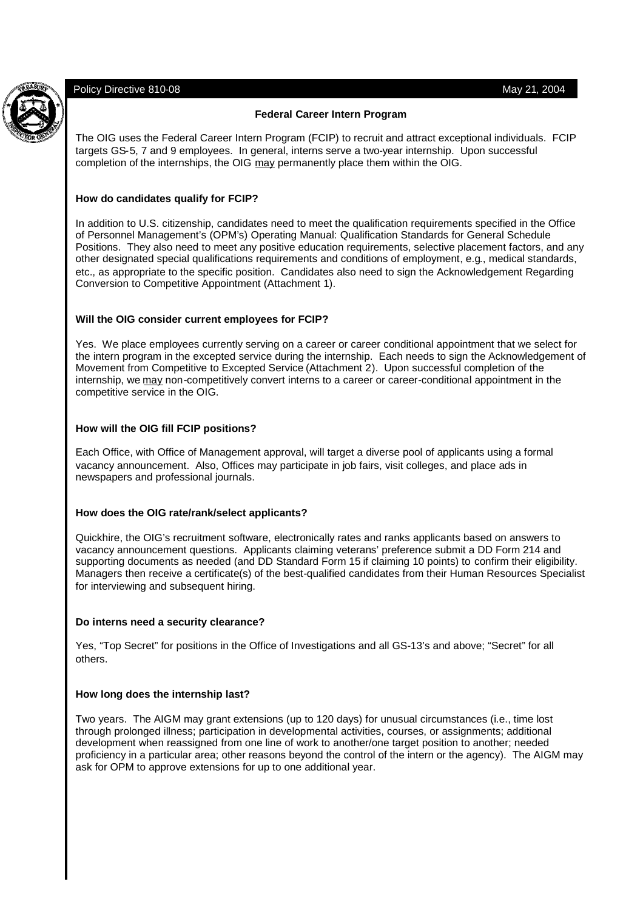Policy Directive 810-08 May 21, 2004

## Federal Career Intern Program

The OIG uses the Federal Career Intern Program (FCIP) to recruit and attract exceptional individuals. FCIP targets GS-5, 7 and 9 employees. In general, interns serve a two-year internship. Upon successful completion of the internships, the OIG may permanently place them within the OIG.

### How do candidates qualify for FCIP?

In addition to U.S. citizenship, candidates need to meet the qualification requirements specified in the Office of Personnel Management's (OPM's) Operating Manual: Qualification Standards for General Schedule Positions. They also need to meet any positive education requirements, selective placement factors, and any other designated special qualifications requirements and conditions of employment, e.g., medical standards, etc., as appropriate to the specific position. Candidates also need to sign the Acknowledgement Regarding Conversion to Competitive Appointment (Attachment 1).

### Will the OIG consider current employees for FCIP?

Yes. We place employees currently serving on a career or career conditional appointment that we select for the intern program in the excepted service during the internship. Each needs to sign the Acknowledgement of Movement from Competitive to Excepted Service (Attachment 2). Upon successful completion of the internship, we may non-competitively convert interns to a career or career-conditional appointment in the competitive service in the OIG.

### How will the OIG fill FCIP positions?

Each Office, with Office of Management approval, will target a diverse pool of applicants using a formal vacancy announcement. Also, Offices may participate in job fairs, visit colleges, and place ads in newspapers and professional journals.

### How does the OIG rate/rank/select applicants?

Quickhire, the OIG's recruitment software, electronically rates and ranks applicants based on answers to vacancy announcement questions. Applicants claiming veterans' preference submit a DD Form 214 and supporting documents as needed (and DD Standard Form 15 if claiming 10 points) to confirm their eligibility. Managers then receive a certificate(s) of the best-qualified candidates from their Human Resources Specialist for interviewing and subsequent hiring.

### Do interns need a security clearance?

Yes, "Top Secret" for positions in the Office of Investigations and all GS-13's and above; "Secret" for all others.

### How long does the internship last?

Two years. The AIGM may grant extensions (up to 120 days) for unusual circumstances (i.e., time lost through prolonged illness; participation in developmental activities, courses, or assignments; additional development when reassigned from one line of work to another/one target position to another; needed proficiency in a particular area; other reasons beyond the control of the intern or the agency). The AIGM may ask for OPM to approve extensions for up to one additional year.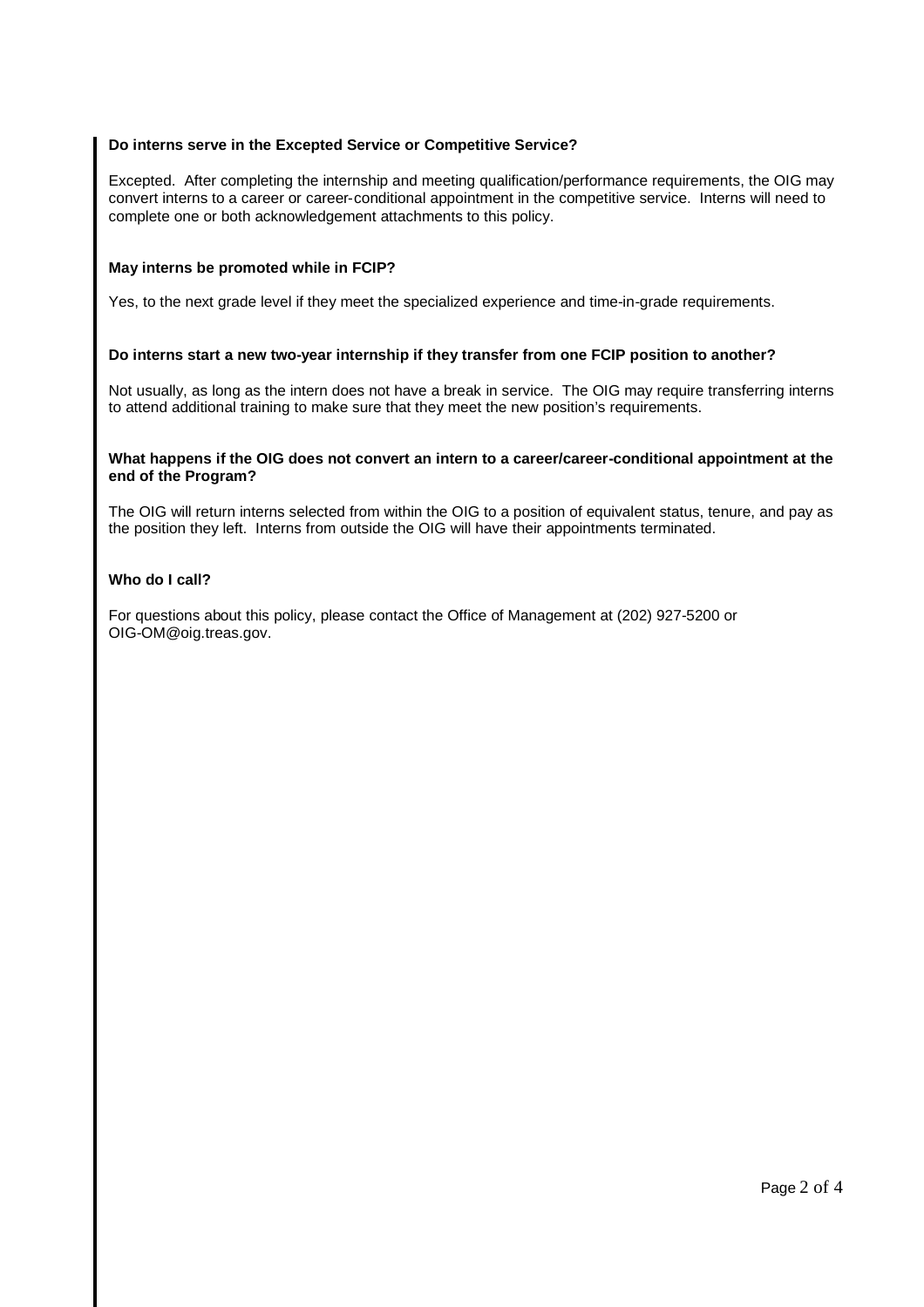**Do interns serve in the Excepted Service or Competitive Service?**

Excepted. After completing the internship and meeting qualification/performance requirements, the OIG may convert interns to a career or career-conditional appointment in the competitive service. Interns will need to complete one or both acknowledgement attachments to this policy.

**May interns be promoted while in FCIP?**

Yes, to the next grade level if they meet the specialized experience and time-in-grade requirements.

**Do interns start a new two-year internship if they transfer from one FCIP position to another?**

Not usually, as long as the intern does not have a break in service. The OIG may require transferring interns to attend additional training to make sure that they meet the new position's requirements.

**What happens if the OIG does not convert an intern to a career/career-conditional appointment at the end of the Program?**

The OIG will return interns selected from within the OIG to a position of equivalent status, tenure, and pay as the position they left. Interns from outside the OIG will have their appointments terminated.

**Who do I call?**

For questions about this policy, please contact the Office of Management at (202) 927-5200 or OIG-OM@oig.treas.gov.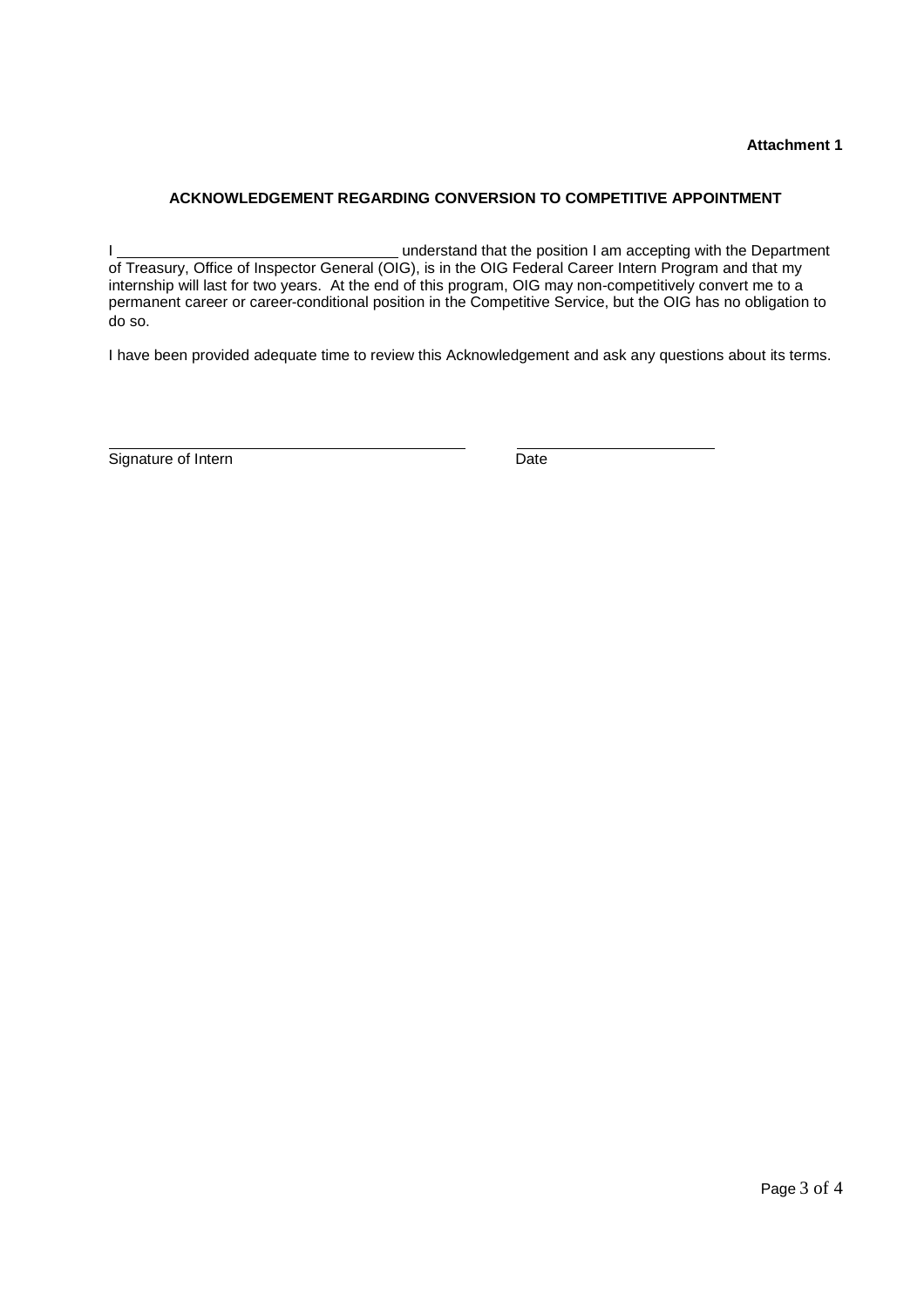**Attachment 1**

## ACKNOWLEDGEMENT REGARDING CONVERSION TO COMPETITIVE APPOINTMENT

I ________________________________ understand that the position I am accepting with the Department of Treasury, Office of Inspector General (OIG), is in the OIG Federal Career Intern Program and that my internship will last for two years. At the end of this program, OIG may non-competitively convert me to a permanent career or career-conditional position in the Competitive Service, but the OIG has no obligation to do so.

I have been provided adequate time to review this Acknowledgement and ask any questions about its terms.

________________________________________ ________________________

Signature of Intern Date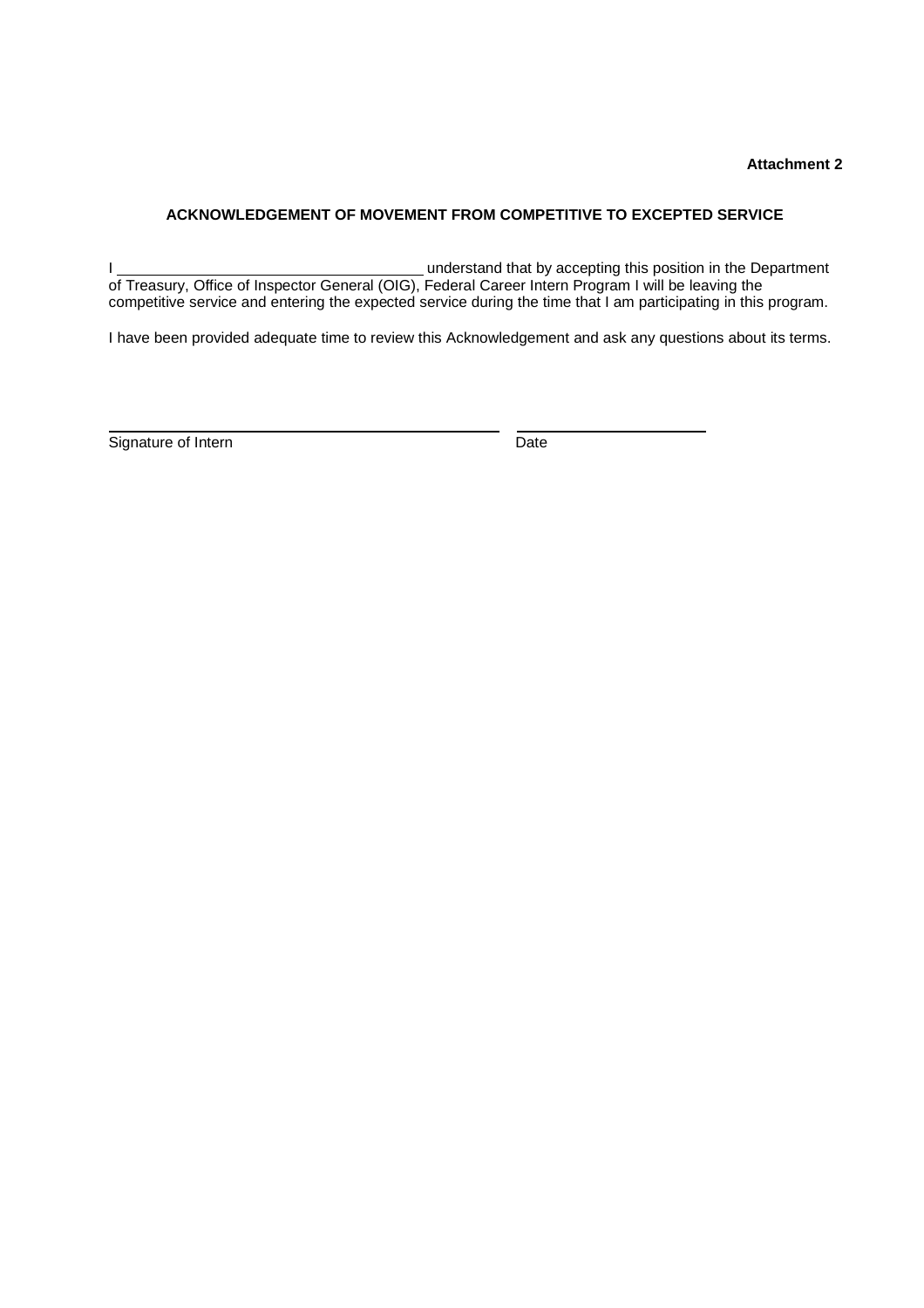**Attachment 2**

**ACKNOWLEDGEMENT OF MOVEMENT FROM COMPETITIVE TO EXCEPTED SERVICE**

I ____________________________________ understand that by accepting this position in the Department of Treasury, Office of Inspector General (OIG), Federal Career Intern Program I will be leaving the competitive service and entering the expected service during the time that I am participating in this program.

I have been provided adequate time to review this Acknowledgement and ask any questions about its terms.

______________________________________________ ______________________

Signature of Intern Date